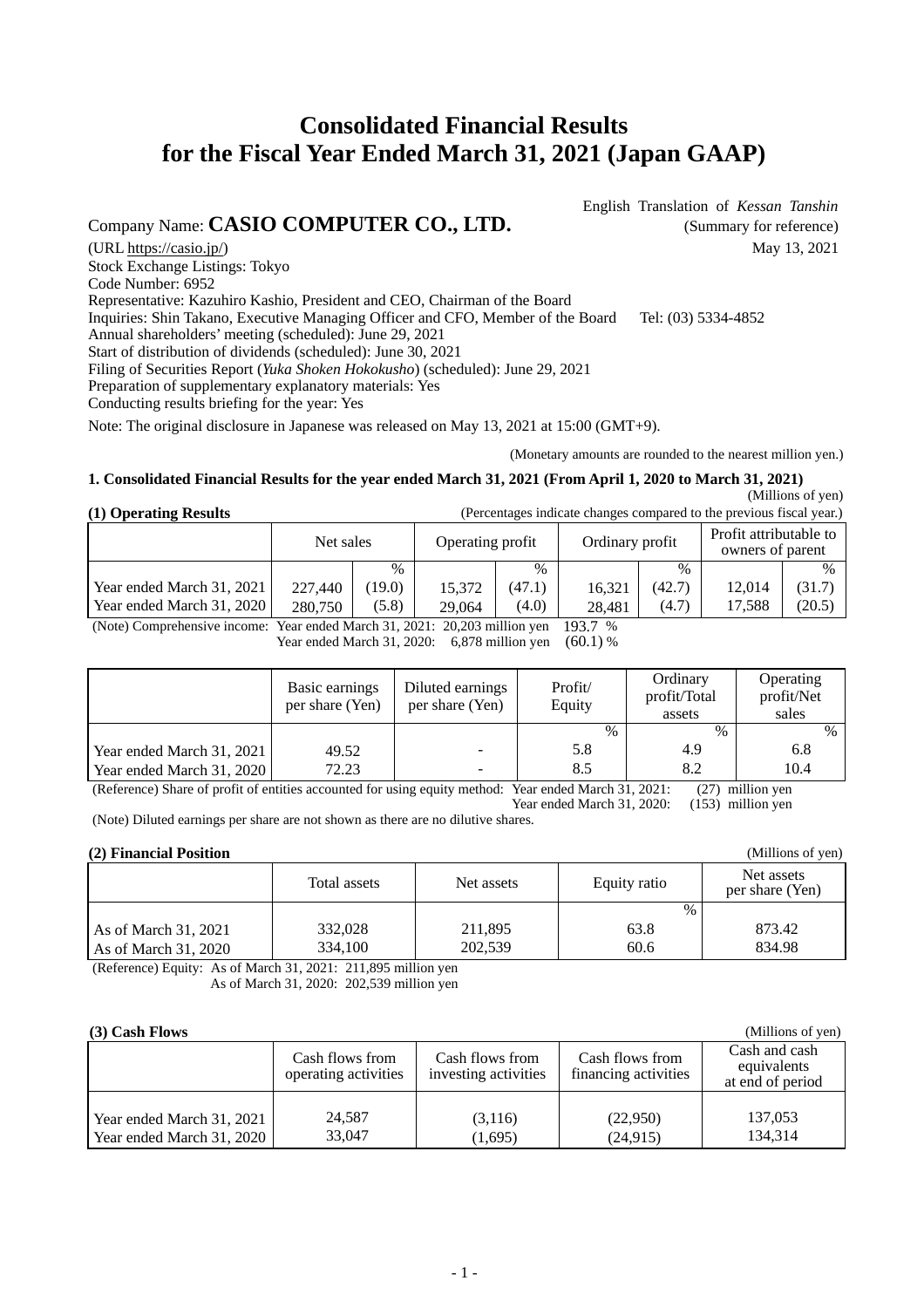# Consolidated Financial Results for the Fiscal Year Ended March 31, 2021 (Japan GAAP)

English Translation of *Kessan Tanshin*
(Summary for reference)

Company Name: **CASIO COMPUTER CO., LTD.**

(URL https://casio.jp/)

May 13, 2021

Stock Exchange Listings: Tokyo
Code Number: 6952
Representative: Kazuhiro Kashio, President and CEO, Chairman of the Board
Inquiries: Shin Takano, Executive Managing Officer and CFO, Member of the Board    Tel: (03) 5334-4852
Annual shareholders' meeting (scheduled): June 29, 2021
Start of distribution of dividends (scheduled): June 30, 2021
Filing of Securities Report (*Yuka Shoken Hokokusho*) (scheduled): June 29, 2021
Preparation of supplementary explanatory materials: Yes
Conducting results briefing for the year: Yes

Note: The original disclosure in Japanese was released on May 13, 2021 at 15:00 (GMT+9).

(Monetary amounts are rounded to the nearest million yen.)

### 1. Consolidated Financial Results for the year ended March 31, 2021 (From April 1, 2020 to March 31, 2021)

(Millions of yen)

**(1) Operating Results**

(Percentages indicate changes compared to the previous fiscal year.)

| | Net sales | | Operating profit | | Ordinary profit | | Profit attributable to owners of parent | |
|---|---|---|---|---|---|---|---|---|
| | | % | | % | | % | | % |
| Year ended March 31, 2021 | 227,440 | (19.0) | 15,372 | (47.1) | 16,321 | (42.7) | 12,014 | (31.7) |
| Year ended March 31, 2020 | 280,750 | (5.8) | 29,064 | (4.0) | 28,481 | (4.7) | 17,588 | (20.5) |

(Note) Comprehensive income: Year ended March 31, 2021: 20,203 million yen 193.7 %
Year ended March 31, 2020: 6,878 million yen (60.1) %

| | Basic earnings per share (Yen) | Diluted earnings per share (Yen) | Profit/ Equity | Ordinary profit/Total assets | Operating profit/Net sales |
|---|---|---|---|---|---|
| | | | % | % | % |
| Year ended March 31, 2021 | 49.52 | - | 5.8 | 4.9 | 6.8 |
| Year ended March 31, 2020 | 72.23 | - | 8.5 | 8.2 | 10.4 |

(Reference) Share of profit of entities accounted for using equity method: Year ended March 31, 2021: (27) million yen
Year ended March 31, 2020: (153) million yen

(Note) Diluted earnings per share are not shown as there are no dilutive shares.

**(2) Financial Position**

(Millions of yen)

| | Total assets | Net assets | Equity ratio | Net assets per share (Yen) |
|---|---|---|---|---|
| | | | % | |
| As of March 31, 2021 | 332,028 | 211,895 | 63.8 | 873.42 |
| As of March 31, 2020 | 334,100 | 202,539 | 60.6 | 834.98 |

(Reference) Equity: As of March 31, 2021: 211,895 million yen
As of March 31, 2020: 202,539 million yen

**(3) Cash Flows**

(Millions of yen)

| | Cash flows from operating activities | Cash flows from investing activities | Cash flows from financing activities | Cash and cash equivalents at end of period |
|---|---|---|---|---|
| Year ended March 31, 2021 | 24,587 | (3,116) | (22,950) | 137,053 |
| Year ended March 31, 2020 | 33,047 | (1,695) | (24,915) | 134,314 |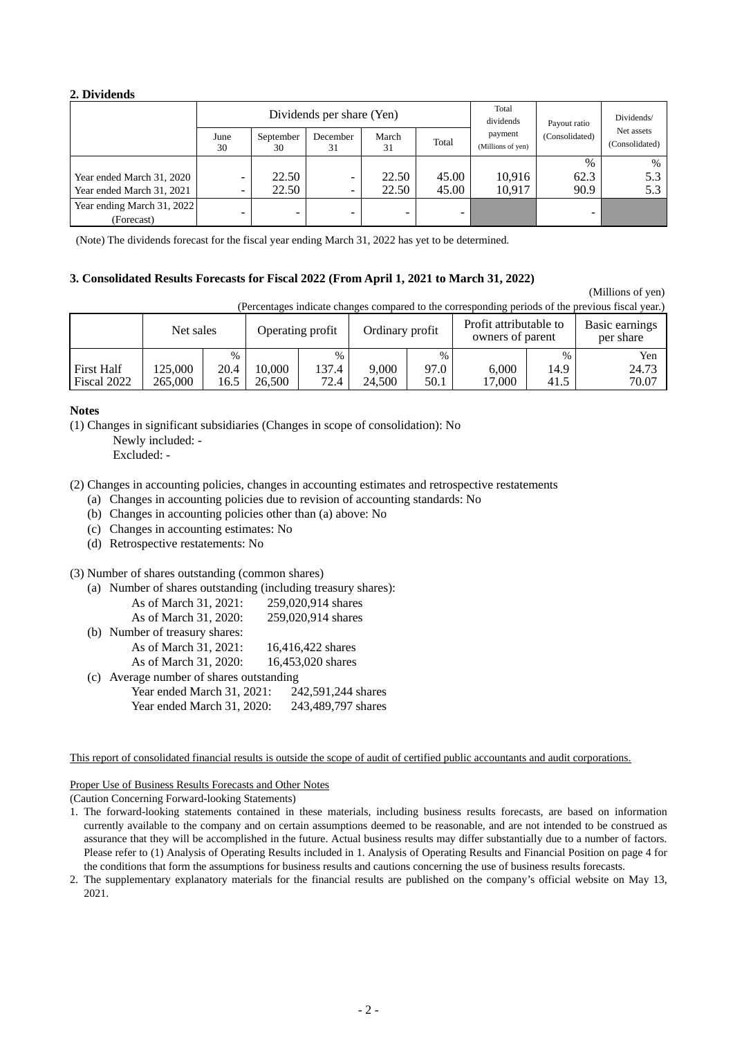## 2. Dividends

| | Dividends per share (Yen) | | | | | Total dividends payment (Millions of yen) | Payout ratio (Consolidated) | Dividends/ Net assets (Consolidated) |
|---|---|---|---|---|---|---|---|---|
| | June 30 | September 30 | December 31 | March 31 | Total | | | |
| | | | | | | | % | % |
| Year ended March 31, 2020 | - | 22.50 | - | 22.50 | 45.00 | 10,916 | 62.3 | 5.3 |
| Year ended March 31, 2021 | - | 22.50 | - | 22.50 | 45.00 | 10,917 | 90.9 | 5.3 |
| Year ending March 31, 2022 (Forecast) | - | - | - | - | - | | - | |

(Note) The dividends forecast for the fiscal year ending March 31, 2022 has yet to be determined.

## 3. Consolidated Results Forecasts for Fiscal 2022 (From April 1, 2021 to March 31, 2022)

(Millions of yen)

(Percentages indicate changes compared to the corresponding periods of the previous fiscal year.)

| | Net sales | | Operating profit | | Ordinary profit | | Profit attributable to owners of parent | | Basic earnings per share |
|---|---|---|---|---|---|---|---|---|---|
| | | % | | % | | % | | % | Yen |
| First Half | 125,000 | 20.4 | 10,000 | 137.4 | 9,000 | 97.0 | 6,000 | 14.9 | 24.73 |
| Fiscal 2022 | 265,000 | 16.5 | 26,500 | 72.4 | 24,500 | 50.1 | 17,000 | 41.5 | 70.07 |

**Notes**

(1) Changes in significant subsidiaries (Changes in scope of consolidation): No
Newly included: -
Excluded: -

(2) Changes in accounting policies, changes in accounting estimates and retrospective restatements
- (a) Changes in accounting policies due to revision of accounting standards: No
- (b) Changes in accounting policies other than (a) above: No
- (c) Changes in accounting estimates: No
- (d) Retrospective restatements: No

(3) Number of shares outstanding (common shares)
- (a) Number of shares outstanding (including treasury shares):
  - As of March 31, 2021: 259,020,914 shares
  - As of March 31, 2020: 259,020,914 shares
- (b) Number of treasury shares:
  - As of March 31, 2021: 16,416,422 shares
  - As of March 31, 2020: 16,453,020 shares
- (c) Average number of shares outstanding
  - Year ended March 31, 2021: 242,591,244 shares
  - Year ended March 31, 2020: 243,489,797 shares

This report of consolidated financial results is outside the scope of audit of certified public accountants and audit corporations.

Proper Use of Business Results Forecasts and Other Notes
(Caution Concerning Forward-looking Statements)

1. The forward-looking statements contained in these materials, including business results forecasts, are based on information currently available to the company and on certain assumptions deemed to be reasonable, and are not intended to be construed as assurance that they will be accomplished in the future. Actual business results may differ substantially due to a number of factors. Please refer to (1) Analysis of Operating Results included in 1. Analysis of Operating Results and Financial Position on page 4 for the conditions that form the assumptions for business results and cautions concerning the use of business results forecasts.
2. The supplementary explanatory materials for the financial results are published on the company's official website on May 13, 2021.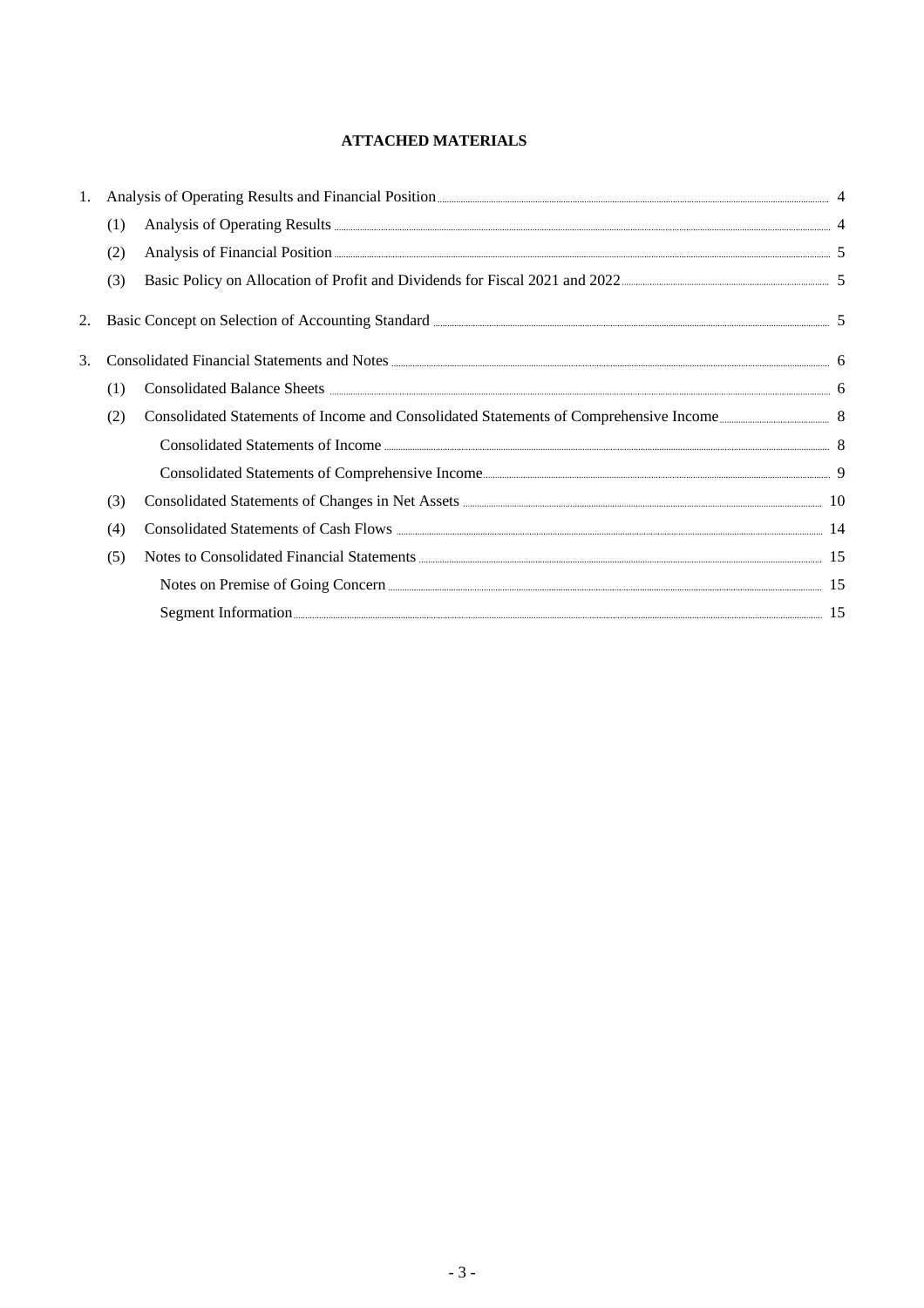# ATTACHED MATERIALS

| | | | |
|---|---|---|---|
| 1. | Analysis of Operating Results and Financial Position | | 4 |
| | (1) | Analysis of Operating Results | 4 |
| | (2) | Analysis of Financial Position | 5 |
| | (3) | Basic Policy on Allocation of Profit and Dividends for Fiscal 2021 and 2022 | 5 |
| 2. | Basic Concept on Selection of Accounting Standard | | 5 |
| 3. | Consolidated Financial Statements and Notes | | 6 |
| | (1) | Consolidated Balance Sheets | 6 |
| | (2) | Consolidated Statements of Income and Consolidated Statements of Comprehensive Income | 8 |
| | | Consolidated Statements of Income | 8 |
| | | Consolidated Statements of Comprehensive Income | 9 |
| | (3) | Consolidated Statements of Changes in Net Assets | 10 |
| | (4) | Consolidated Statements of Cash Flows | 14 |
| | (5) | Notes to Consolidated Financial Statements | 15 |
| | | Notes on Premise of Going Concern | 15 |
| | | Segment Information | 15 |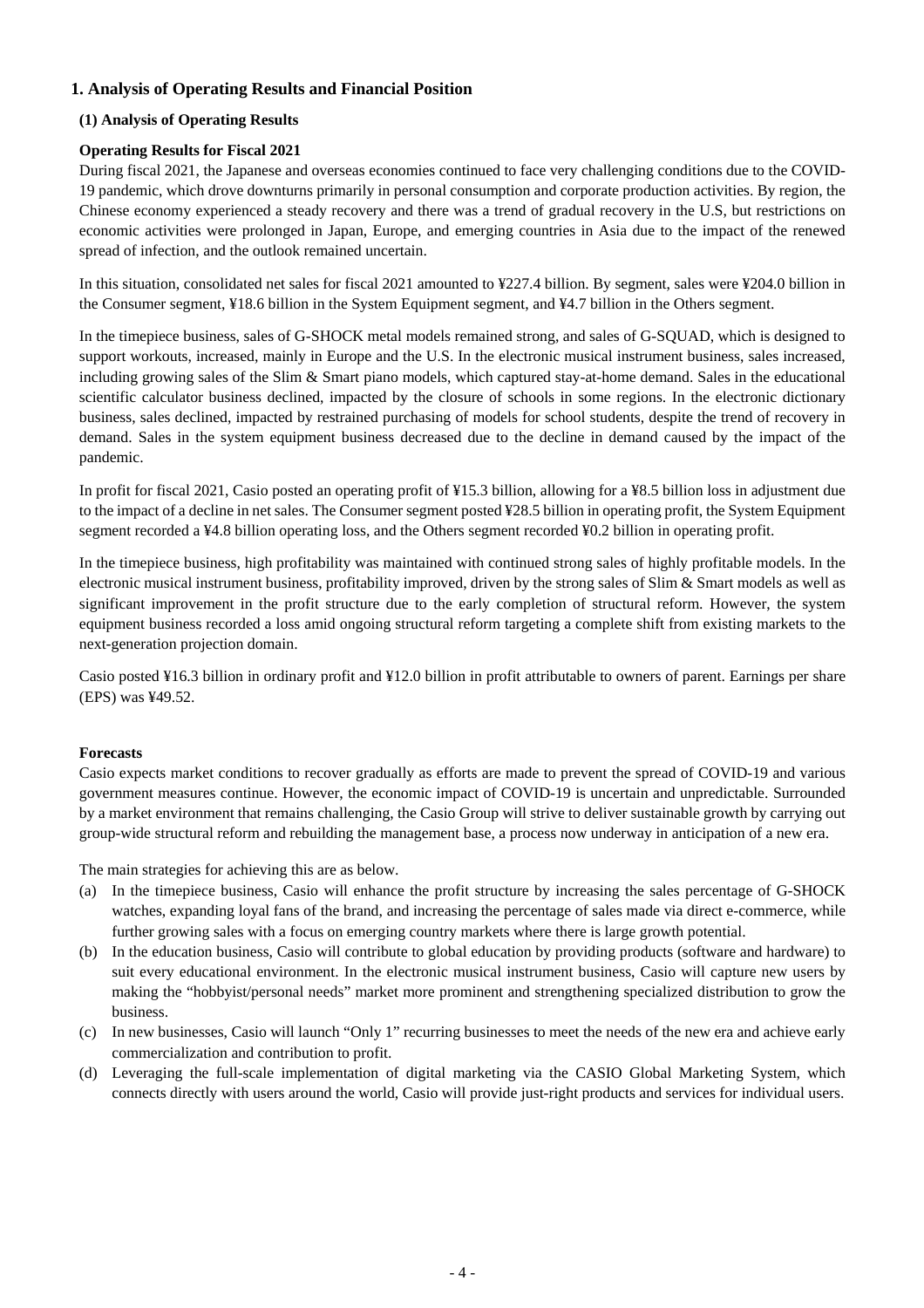# 1. Analysis of Operating Results and Financial Position

## (1) Analysis of Operating Results

### Operating Results for Fiscal 2021

During fiscal 2021, the Japanese and overseas economies continued to face very challenging conditions due to the COVID-19 pandemic, which drove downturns primarily in personal consumption and corporate production activities. By region, the Chinese economy experienced a steady recovery and there was a trend of gradual recovery in the U.S, but restrictions on economic activities were prolonged in Japan, Europe, and emerging countries in Asia due to the impact of the renewed spread of infection, and the outlook remained uncertain.

In this situation, consolidated net sales for fiscal 2021 amounted to ¥227.4 billion. By segment, sales were ¥204.0 billion in the Consumer segment, ¥18.6 billion in the System Equipment segment, and ¥4.7 billion in the Others segment.

In the timepiece business, sales of G-SHOCK metal models remained strong, and sales of G-SQUAD, which is designed to support workouts, increased, mainly in Europe and the U.S. In the electronic musical instrument business, sales increased, including growing sales of the Slim & Smart piano models, which captured stay-at-home demand. Sales in the educational scientific calculator business declined, impacted by the closure of schools in some regions. In the electronic dictionary business, sales declined, impacted by restrained purchasing of models for school students, despite the trend of recovery in demand. Sales in the system equipment business decreased due to the decline in demand caused by the impact of the pandemic.

In profit for fiscal 2021, Casio posted an operating profit of ¥15.3 billion, allowing for a ¥8.5 billion loss in adjustment due to the impact of a decline in net sales. The Consumer segment posted ¥28.5 billion in operating profit, the System Equipment segment recorded a ¥4.8 billion operating loss, and the Others segment recorded ¥0.2 billion in operating profit.

In the timepiece business, high profitability was maintained with continued strong sales of highly profitable models. In the electronic musical instrument business, profitability improved, driven by the strong sales of Slim & Smart models as well as significant improvement in the profit structure due to the early completion of structural reform. However, the system equipment business recorded a loss amid ongoing structural reform targeting a complete shift from existing markets to the next-generation projection domain.

Casio posted ¥16.3 billion in ordinary profit and ¥12.0 billion in profit attributable to owners of parent. Earnings per share (EPS) was ¥49.52.

### Forecasts

Casio expects market conditions to recover gradually as efforts are made to prevent the spread of COVID-19 and various government measures continue. However, the economic impact of COVID-19 is uncertain and unpredictable. Surrounded by a market environment that remains challenging, the Casio Group will strive to deliver sustainable growth by carrying out group-wide structural reform and rebuilding the management base, a process now underway in anticipation of a new era.

The main strategies for achieving this are as below.

(a) In the timepiece business, Casio will enhance the profit structure by increasing the sales percentage of G-SHOCK watches, expanding loyal fans of the brand, and increasing the percentage of sales made via direct e-commerce, while further growing sales with a focus on emerging country markets where there is large growth potential.

(b) In the education business, Casio will contribute to global education by providing products (software and hardware) to suit every educational environment. In the electronic musical instrument business, Casio will capture new users by making the "hobbyist/personal needs" market more prominent and strengthening specialized distribution to grow the business.

(c) In new businesses, Casio will launch "Only 1" recurring businesses to meet the needs of the new era and achieve early commercialization and contribution to profit.

(d) Leveraging the full-scale implementation of digital marketing via the CASIO Global Marketing System, which connects directly with users around the world, Casio will provide just-right products and services for individual users.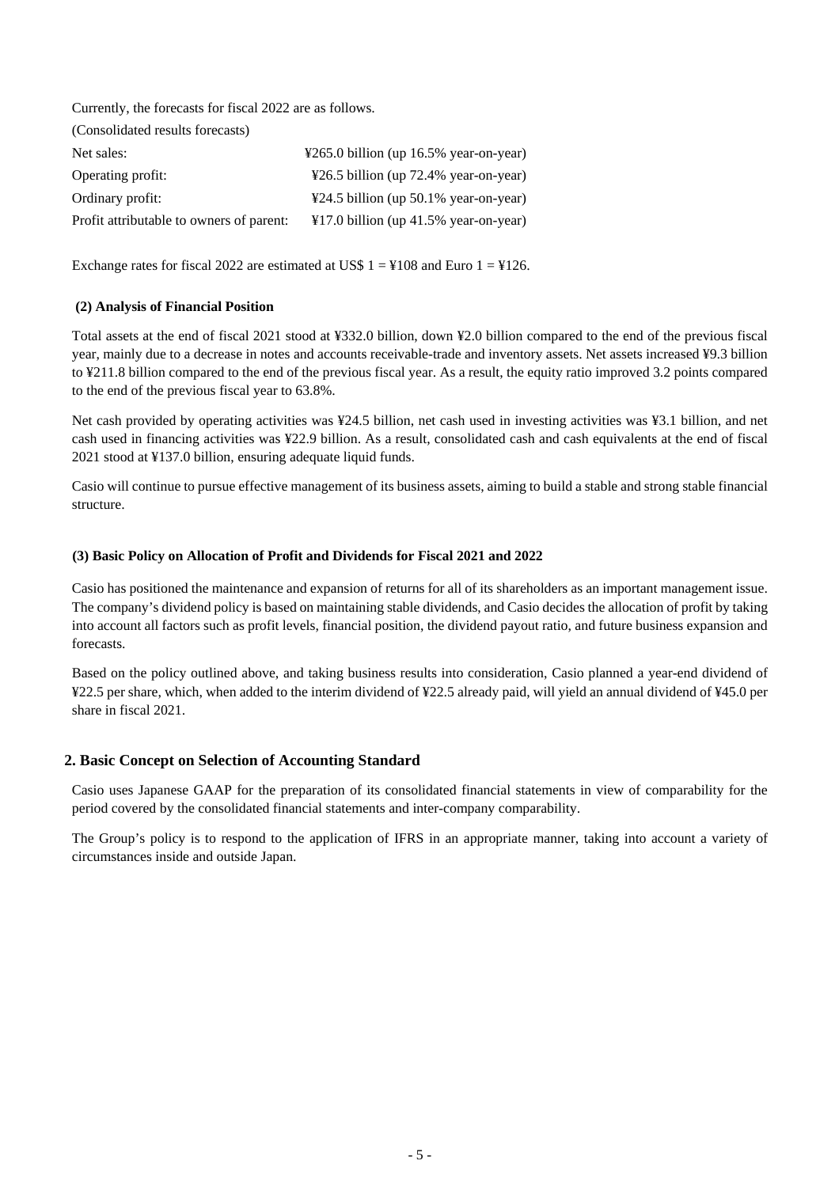Currently, the forecasts for fiscal 2022 are as follows.

(Consolidated results forecasts)

| | |
|---|---|
| Net sales: | ¥265.0 billion (up 16.5% year-on-year) |
| Operating profit: | ¥26.5 billion (up 72.4% year-on-year) |
| Ordinary profit: | ¥24.5 billion (up 50.1% year-on-year) |
| Profit attributable to owners of parent: | ¥17.0 billion (up 41.5% year-on-year) |

Exchange rates for fiscal 2022 are estimated at US$ 1 = ¥108 and Euro 1 = ¥126.

### (2) Analysis of Financial Position

Total assets at the end of fiscal 2021 stood at ¥332.0 billion, down ¥2.0 billion compared to the end of the previous fiscal year, mainly due to a decrease in notes and accounts receivable-trade and inventory assets. Net assets increased ¥9.3 billion to ¥211.8 billion compared to the end of the previous fiscal year. As a result, the equity ratio improved 3.2 points compared to the end of the previous fiscal year to 63.8%.

Net cash provided by operating activities was ¥24.5 billion, net cash used in investing activities was ¥3.1 billion, and net cash used in financing activities was ¥22.9 billion. As a result, consolidated cash and cash equivalents at the end of fiscal 2021 stood at ¥137.0 billion, ensuring adequate liquid funds.

Casio will continue to pursue effective management of its business assets, aiming to build a stable and strong stable financial structure.

### (3) Basic Policy on Allocation of Profit and Dividends for Fiscal 2021 and 2022

Casio has positioned the maintenance and expansion of returns for all of its shareholders as an important management issue. The company's dividend policy is based on maintaining stable dividends, and Casio decides the allocation of profit by taking into account all factors such as profit levels, financial position, the dividend payout ratio, and future business expansion and forecasts.

Based on the policy outlined above, and taking business results into consideration, Casio planned a year-end dividend of ¥22.5 per share, which, when added to the interim dividend of ¥22.5 already paid, will yield an annual dividend of ¥45.0 per share in fiscal 2021.

## 2. Basic Concept on Selection of Accounting Standard

Casio uses Japanese GAAP for the preparation of its consolidated financial statements in view of comparability for the period covered by the consolidated financial statements and inter-company comparability.

The Group's policy is to respond to the application of IFRS in an appropriate manner, taking into account a variety of circumstances inside and outside Japan.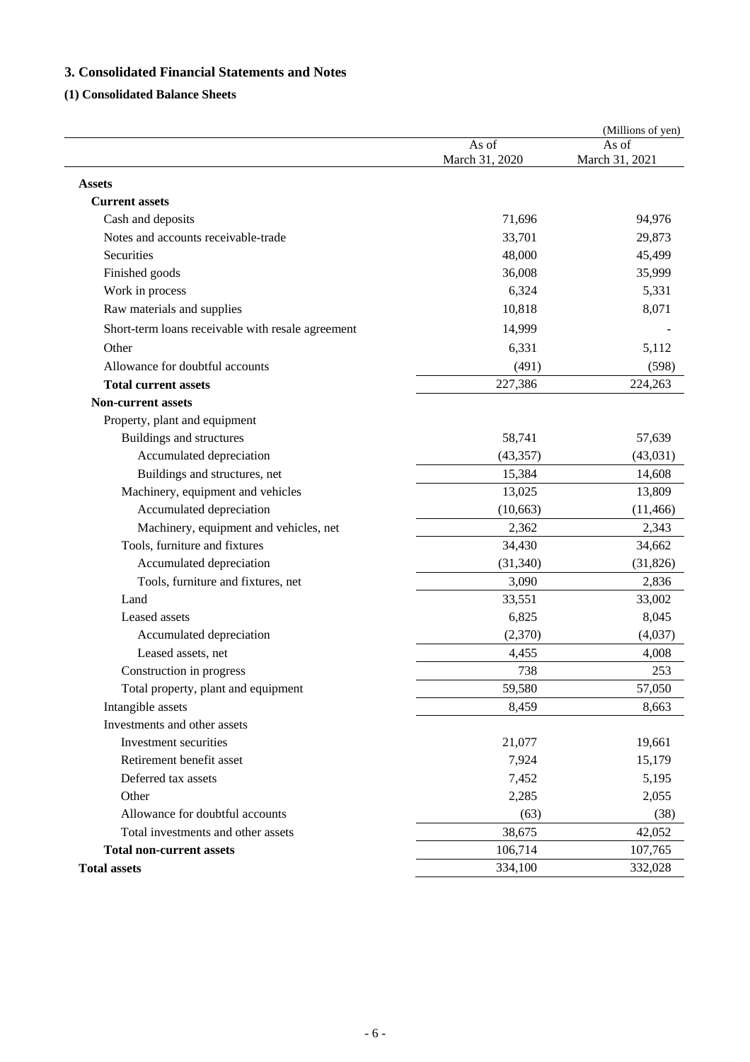## 3. Consolidated Financial Statements and Notes

### (1) Consolidated Balance Sheets

(Millions of yen)

| | As of March 31, 2020 | As of March 31, 2021 |
|---|---|---|
| **Assets** | | |
| **Current assets** | | |
| Cash and deposits | 71,696 | 94,976 |
| Notes and accounts receivable-trade | 33,701 | 29,873 |
| Securities | 48,000 | 45,499 |
| Finished goods | 36,008 | 35,999 |
| Work in process | 6,324 | 5,331 |
| Raw materials and supplies | 10,818 | 8,071 |
| Short-term loans receivable with resale agreement | 14,999 | - |
| Other | 6,331 | 5,112 |
| Allowance for doubtful accounts | (491) | (598) |
| **Total current assets** | 227,386 | 224,263 |
| **Non-current assets** | | |
| Property, plant and equipment | | |
| Buildings and structures | 58,741 | 57,639 |
| Accumulated depreciation | (43,357) | (43,031) |
| Buildings and structures, net | 15,384 | 14,608 |
| Machinery, equipment and vehicles | 13,025 | 13,809 |
| Accumulated depreciation | (10,663) | (11,466) |
| Machinery, equipment and vehicles, net | 2,362 | 2,343 |
| Tools, furniture and fixtures | 34,430 | 34,662 |
| Accumulated depreciation | (31,340) | (31,826) |
| Tools, furniture and fixtures, net | 3,090 | 2,836 |
| Land | 33,551 | 33,002 |
| Leased assets | 6,825 | 8,045 |
| Accumulated depreciation | (2,370) | (4,037) |
| Leased assets, net | 4,455 | 4,008 |
| Construction in progress | 738 | 253 |
| Total property, plant and equipment | 59,580 | 57,050 |
| Intangible assets | 8,459 | 8,663 |
| Investments and other assets | | |
| Investment securities | 21,077 | 19,661 |
| Retirement benefit asset | 7,924 | 15,179 |
| Deferred tax assets | 7,452 | 5,195 |
| Other | 2,285 | 2,055 |
| Allowance for doubtful accounts | (63) | (38) |
| Total investments and other assets | 38,675 | 42,052 |
| **Total non-current assets** | 106,714 | 107,765 |
| **Total assets** | 334,100 | 332,028 |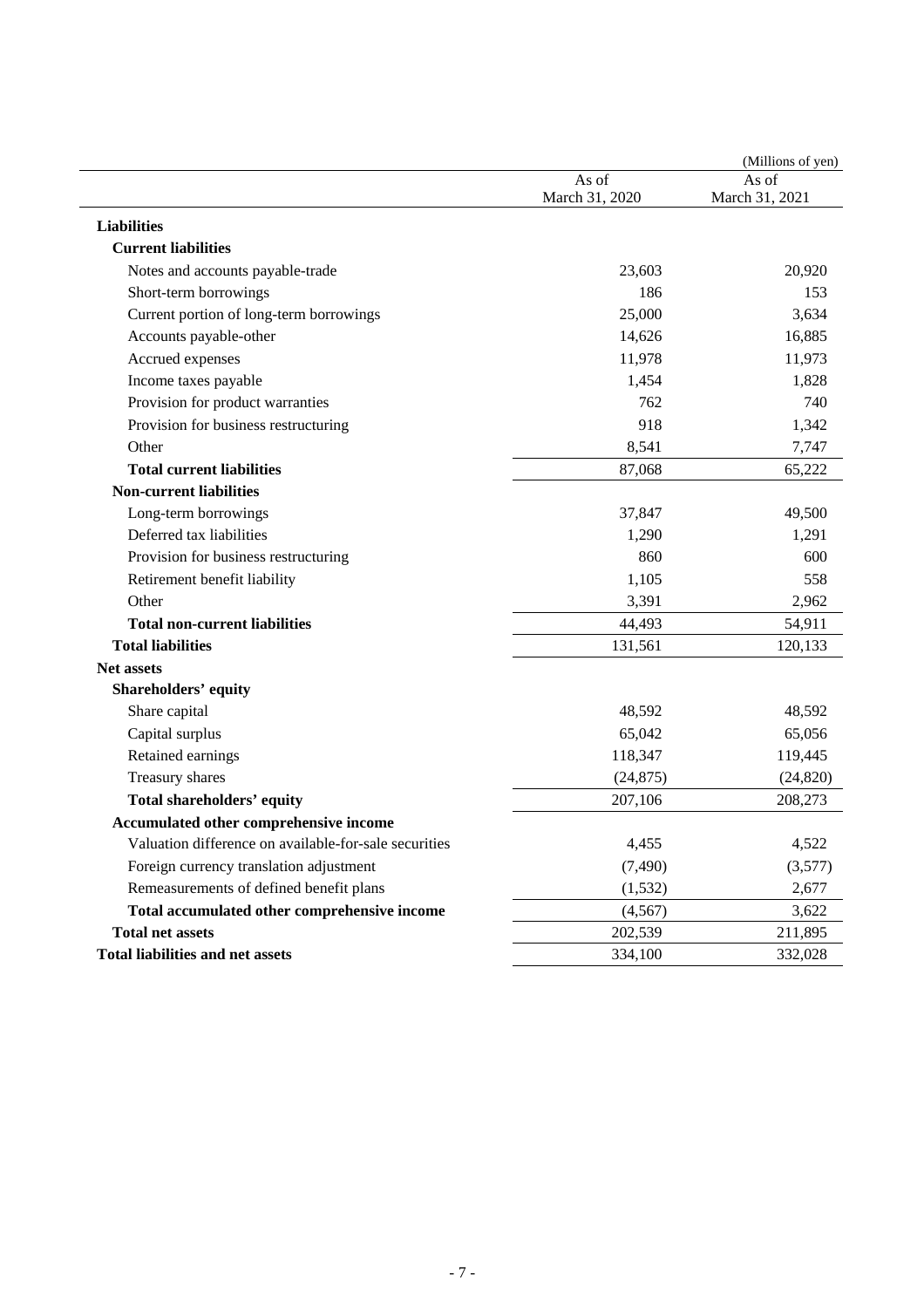(Millions of yen)

| | As of March 31, 2020 | As of March 31, 2021 |
|---|---|---|
| **Liabilities** | | |
| **Current liabilities** | | |
| Notes and accounts payable-trade | 23,603 | 20,920 |
| Short-term borrowings | 186 | 153 |
| Current portion of long-term borrowings | 25,000 | 3,634 |
| Accounts payable-other | 14,626 | 16,885 |
| Accrued expenses | 11,978 | 11,973 |
| Income taxes payable | 1,454 | 1,828 |
| Provision for product warranties | 762 | 740 |
| Provision for business restructuring | 918 | 1,342 |
| Other | 8,541 | 7,747 |
| **Total current liabilities** | 87,068 | 65,222 |
| **Non-current liabilities** | | |
| Long-term borrowings | 37,847 | 49,500 |
| Deferred tax liabilities | 1,290 | 1,291 |
| Provision for business restructuring | 860 | 600 |
| Retirement benefit liability | 1,105 | 558 |
| Other | 3,391 | 2,962 |
| **Total non-current liabilities** | 44,493 | 54,911 |
| **Total liabilities** | 131,561 | 120,133 |
| **Net assets** | | |
| **Shareholders' equity** | | |
| Share capital | 48,592 | 48,592 |
| Capital surplus | 65,042 | 65,056 |
| Retained earnings | 118,347 | 119,445 |
| Treasury shares | (24,875) | (24,820) |
| **Total shareholders' equity** | 207,106 | 208,273 |
| **Accumulated other comprehensive income** | | |
| Valuation difference on available-for-sale securities | 4,455 | 4,522 |
| Foreign currency translation adjustment | (7,490) | (3,577) |
| Remeasurements of defined benefit plans | (1,532) | 2,677 |
| **Total accumulated other comprehensive income** | (4,567) | 3,622 |
| **Total net assets** | 202,539 | 211,895 |
| **Total liabilities and net assets** | 334,100 | 332,028 |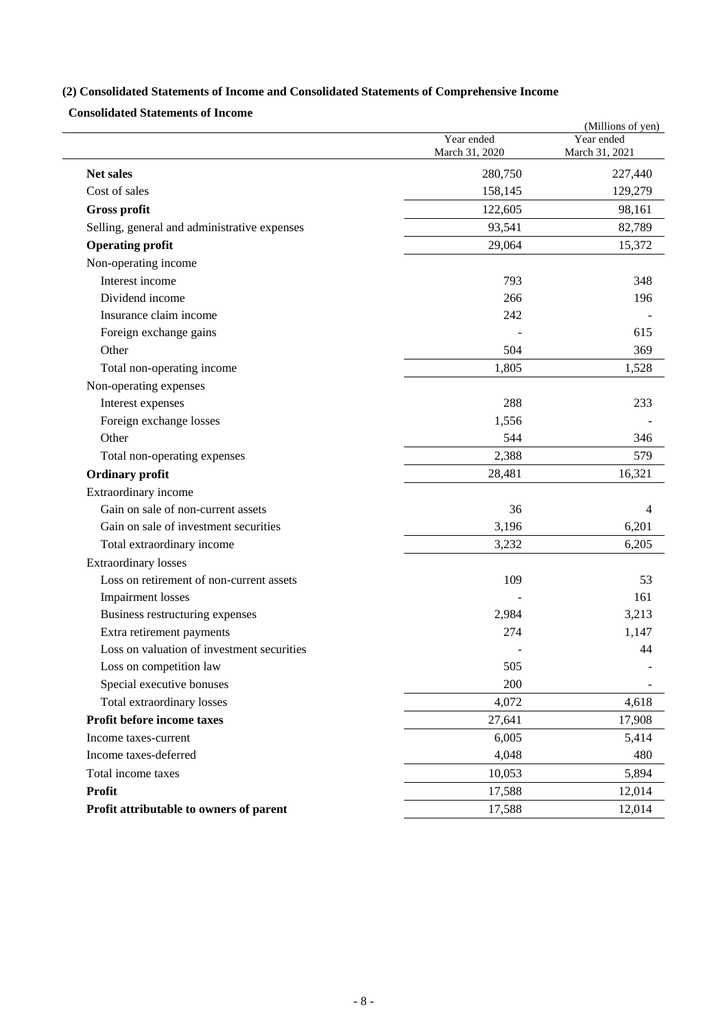### (2) Consolidated Statements of Income and Consolidated Statements of Comprehensive Income

#### Consolidated Statements of Income

(Millions of yen)

| | Year ended March 31, 2020 | Year ended March 31, 2021 |
|---|---|---|
| **Net sales** | 280,750 | 227,440 |
| Cost of sales | 158,145 | 129,279 |
| **Gross profit** | 122,605 | 98,161 |
| Selling, general and administrative expenses | 93,541 | 82,789 |
| **Operating profit** | 29,064 | 15,372 |
| Non-operating income | | |
| Interest income | 793 | 348 |
| Dividend income | 266 | 196 |
| Insurance claim income | 242 | - |
| Foreign exchange gains | - | 615 |
| Other | 504 | 369 |
| Total non-operating income | 1,805 | 1,528 |
| Non-operating expenses | | |
| Interest expenses | 288 | 233 |
| Foreign exchange losses | 1,556 | - |
| Other | 544 | 346 |
| Total non-operating expenses | 2,388 | 579 |
| **Ordinary profit** | 28,481 | 16,321 |
| Extraordinary income | | |
| Gain on sale of non-current assets | 36 | 4 |
| Gain on sale of investment securities | 3,196 | 6,201 |
| Total extraordinary income | 3,232 | 6,205 |
| Extraordinary losses | | |
| Loss on retirement of non-current assets | 109 | 53 |
| Impairment losses | - | 161 |
| Business restructuring expenses | 2,984 | 3,213 |
| Extra retirement payments | 274 | 1,147 |
| Loss on valuation of investment securities | - | 44 |
| Loss on competition law | 505 | - |
| Special executive bonuses | 200 | - |
| Total extraordinary losses | 4,072 | 4,618 |
| **Profit before income taxes** | 27,641 | 17,908 |
| Income taxes-current | 6,005 | 5,414 |
| Income taxes-deferred | 4,048 | 480 |
| Total income taxes | 10,053 | 5,894 |
| **Profit** | 17,588 | 12,014 |
| **Profit attributable to owners of parent** | 17,588 | 12,014 |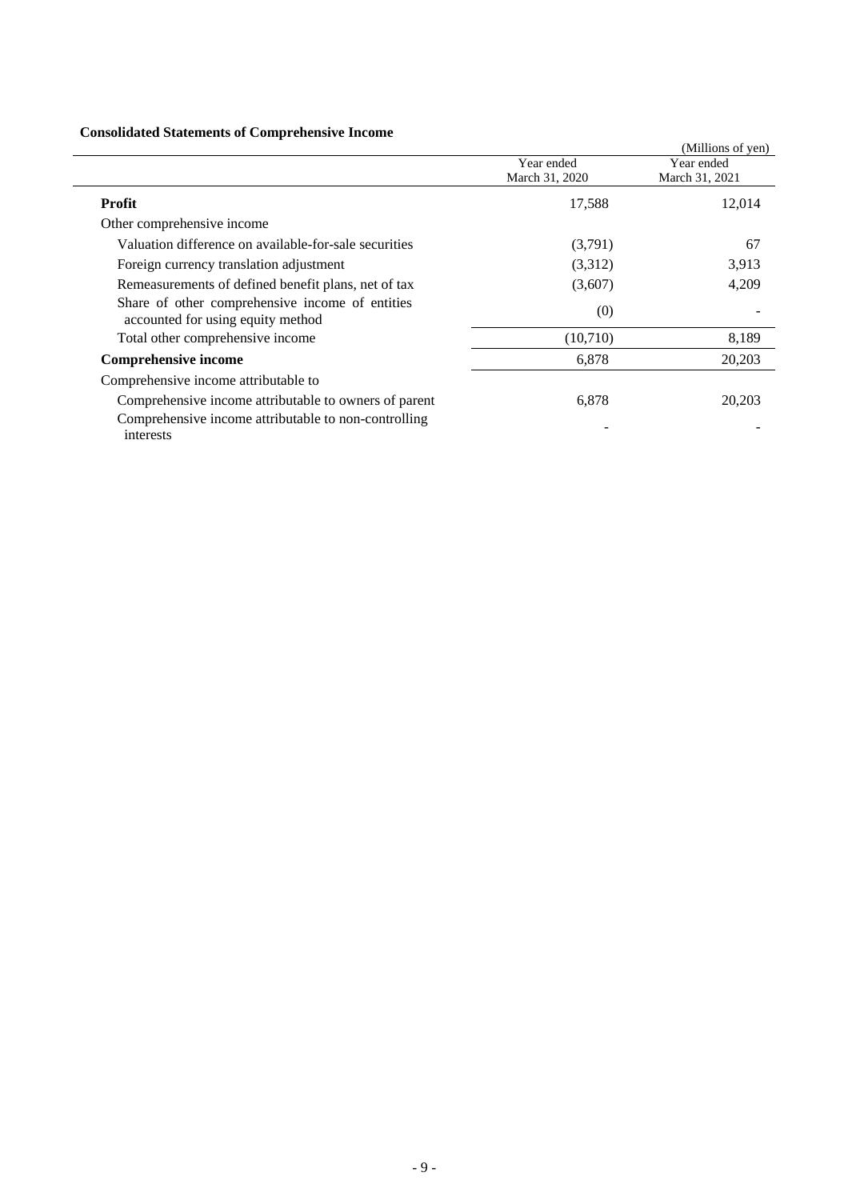## Consolidated Statements of Comprehensive Income

(Millions of yen)

| | Year ended March 31, 2020 | Year ended March 31, 2021 |
|---|---|---|
| **Profit** | 17,588 | 12,014 |
| Other comprehensive income | | |
| Valuation difference on available-for-sale securities | (3,791) | 67 |
| Foreign currency translation adjustment | (3,312) | 3,913 |
| Remeasurements of defined benefit plans, net of tax | (3,607) | 4,209 |
| Share of other comprehensive income of entities accounted for using equity method | (0) | - |
| Total other comprehensive income | (10,710) | 8,189 |
| **Comprehensive income** | 6,878 | 20,203 |
| Comprehensive income attributable to | | |
| Comprehensive income attributable to owners of parent | 6,878 | 20,203 |
| Comprehensive income attributable to non-controlling interests | - | - |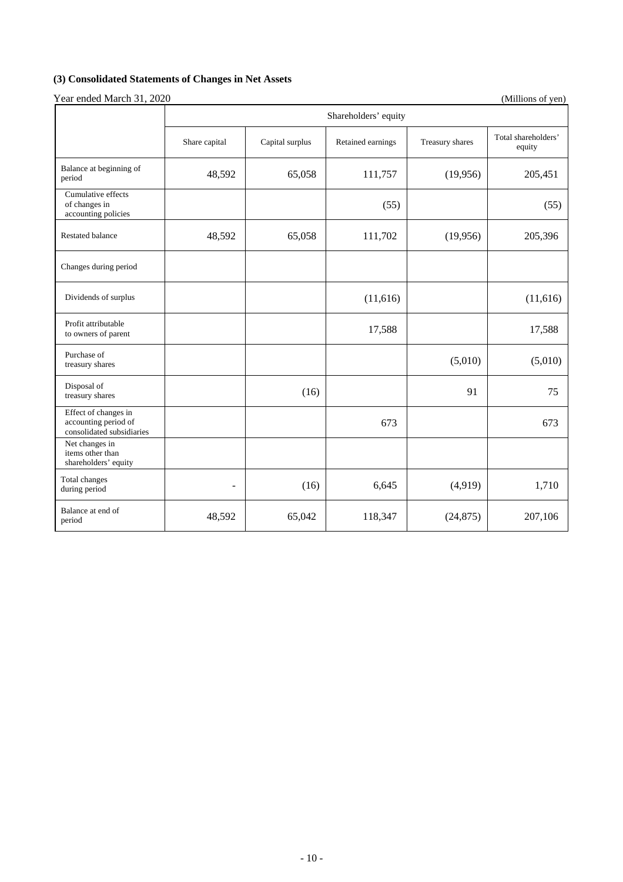### (3) Consolidated Statements of Changes in Net Assets

Year ended March 31, 2020 (Millions of yen)

| | Shareholders' equity | | | | |
|---|---|---|---|---|---|
| | Share capital | Capital surplus | Retained earnings | Treasury shares | Total shareholders' equity |
| Balance at beginning of period | 48,592 | 65,058 | 111,757 | (19,956) | 205,451 |
| Cumulative effects of changes in accounting policies | | | (55) | | (55) |
| Restated balance | 48,592 | 65,058 | 111,702 | (19,956) | 205,396 |
| Changes during period | | | | | |
| Dividends of surplus | | | (11,616) | | (11,616) |
| Profit attributable to owners of parent | | | 17,588 | | 17,588 |
| Purchase of treasury shares | | | | (5,010) | (5,010) |
| Disposal of treasury shares | | (16) | | 91 | 75 |
| Effect of changes in accounting period of consolidated subsidiaries | | | 673 | | 673 |
| Net changes in items other than shareholders' equity | | | | | |
| Total changes during period | - | (16) | 6,645 | (4,919) | 1,710 |
| Balance at end of period | 48,592 | 65,042 | 118,347 | (24,875) | 207,106 |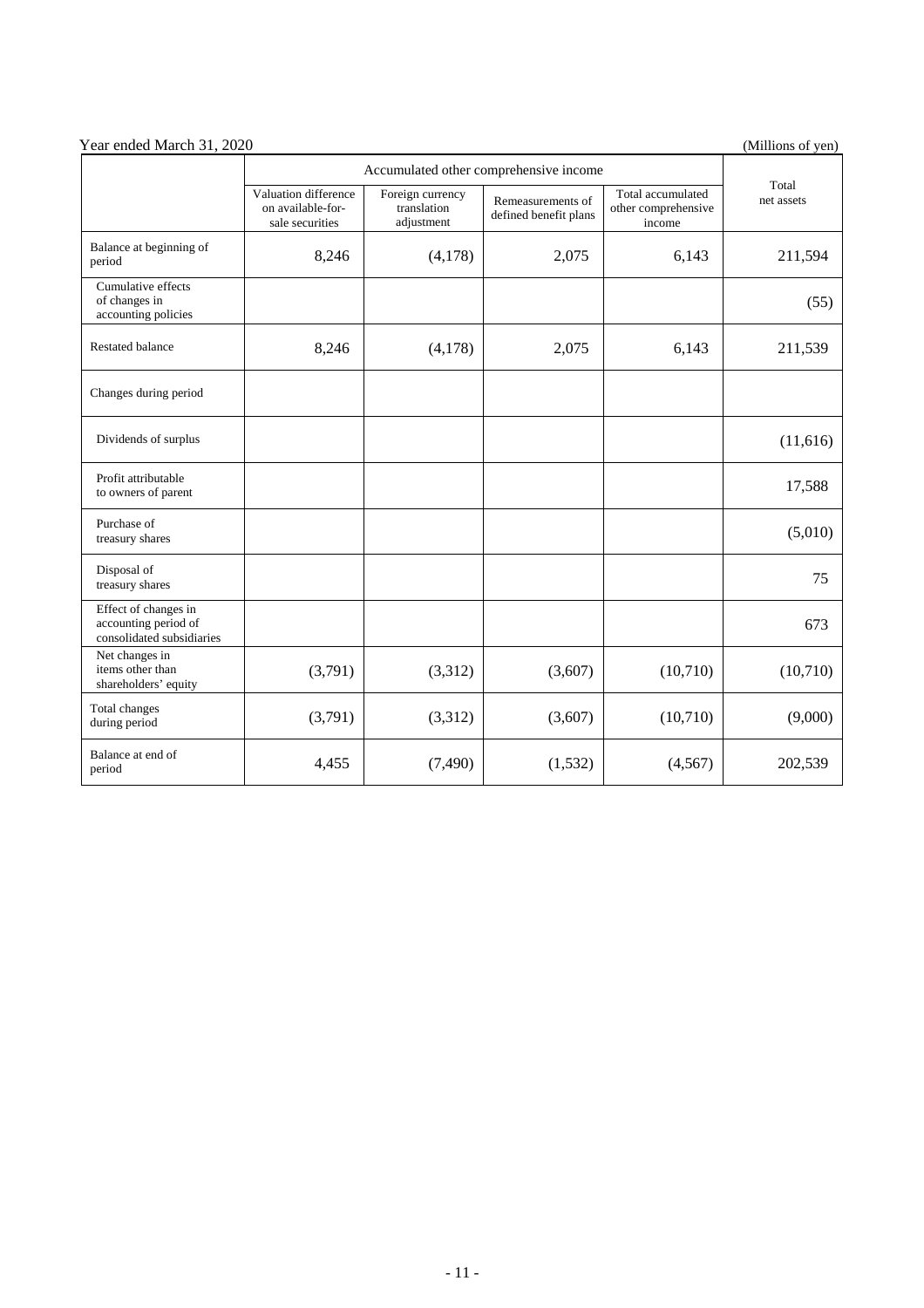Year ended March 31, 2020

(Millions of yen)

| | Accumulated other comprehensive income | | | | Total net assets |
|---|---|---|---|---|---|
| | Valuation difference on available-for-sale securities | Foreign currency translation adjustment | Remeasurements of defined benefit plans | Total accumulated other comprehensive income | |
| Balance at beginning of period | 8,246 | (4,178) | 2,075 | 6,143 | 211,594 |
| Cumulative effects of changes in accounting policies | | | | | (55) |
| Restated balance | 8,246 | (4,178) | 2,075 | 6,143 | 211,539 |
| Changes during period | | | | | |
| Dividends of surplus | | | | | (11,616) |
| Profit attributable to owners of parent | | | | | 17,588 |
| Purchase of treasury shares | | | | | (5,010) |
| Disposal of treasury shares | | | | | 75 |
| Effect of changes in accounting period of consolidated subsidiaries | | | | | 673 |
| Net changes in items other than shareholders' equity | (3,791) | (3,312) | (3,607) | (10,710) | (10,710) |
| Total changes during period | (3,791) | (3,312) | (3,607) | (10,710) | (9,000) |
| Balance at end of period | 4,455 | (7,490) | (1,532) | (4,567) | 202,539 |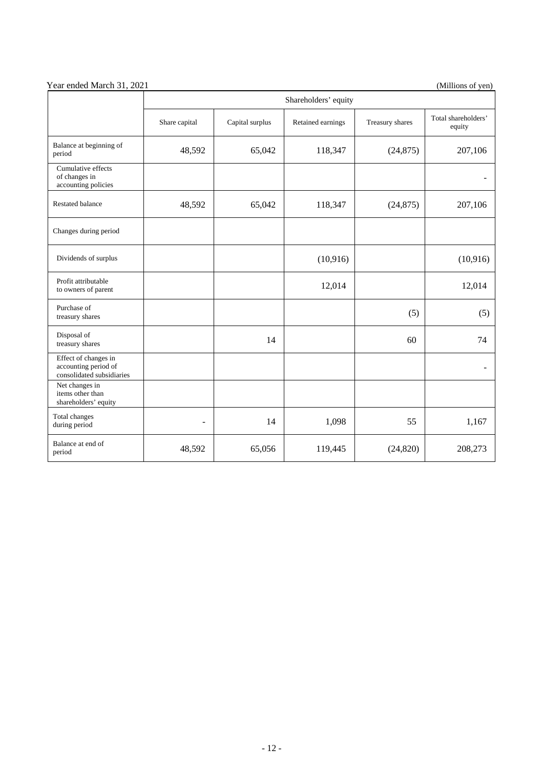Year ended March 31, 2021 (Millions of yen)

| | Shareholders' equity | | | | |
|---|---|---|---|---|---|
| | Share capital | Capital surplus | Retained earnings | Treasury shares | Total shareholders' equity |
| Balance at beginning of period | 48,592 | 65,042 | 118,347 | (24,875) | 207,106 |
| Cumulative effects of changes in accounting policies | | | | | - |
| Restated balance | 48,592 | 65,042 | 118,347 | (24,875) | 207,106 |
| Changes during period | | | | | |
| Dividends of surplus | | | (10,916) | | (10,916) |
| Profit attributable to owners of parent | | | 12,014 | | 12,014 |
| Purchase of treasury shares | | | | (5) | (5) |
| Disposal of treasury shares | | 14 | | 60 | 74 |
| Effect of changes in accounting period of consolidated subsidiaries | | | | | - |
| Net changes in items other than shareholders' equity | | | | | |
| Total changes during period | - | 14 | 1,098 | 55 | 1,167 |
| Balance at end of period | 48,592 | 65,056 | 119,445 | (24,820) | 208,273 |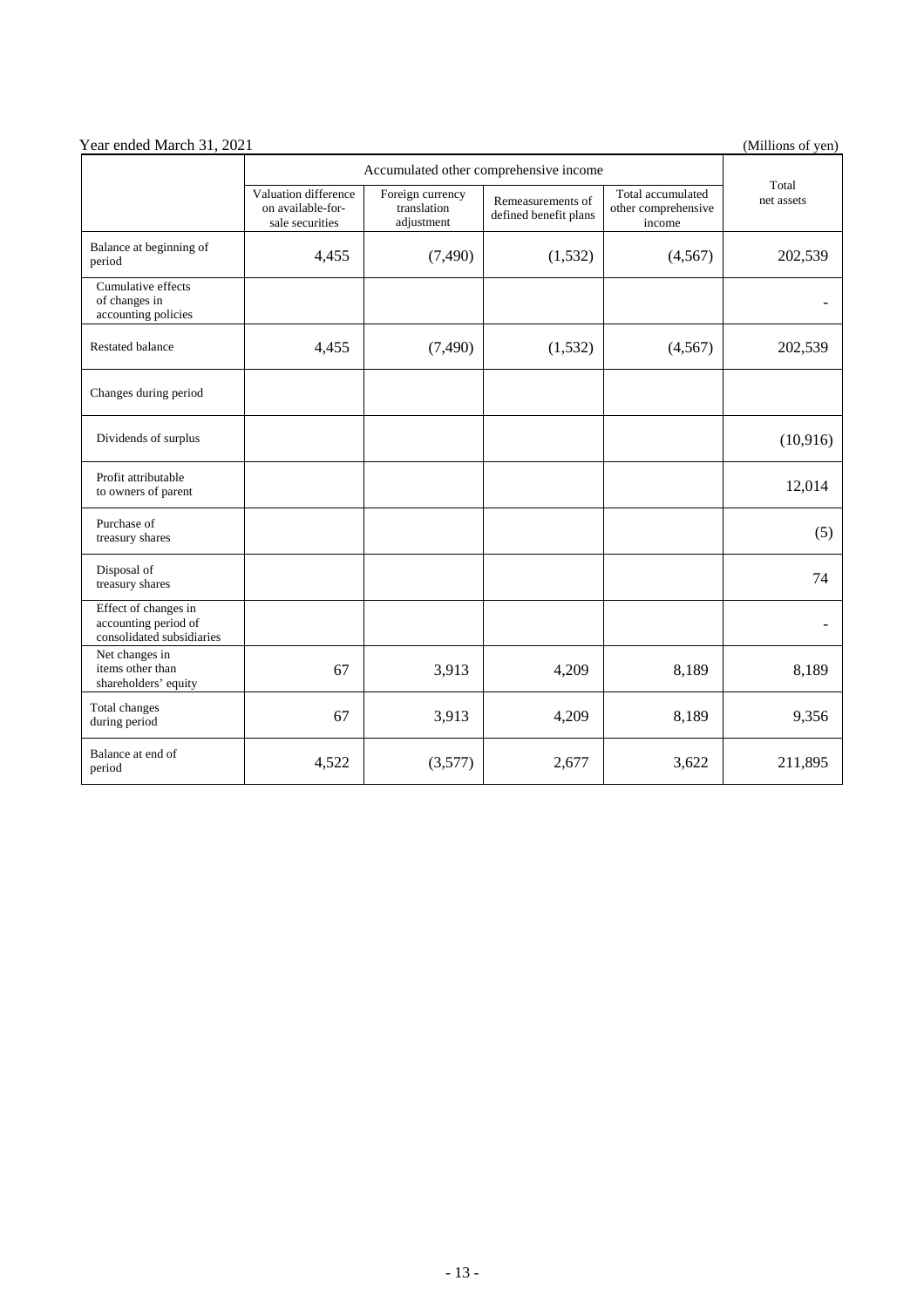Year ended March 31, 2021 (Millions of yen)

| | Accumulated other comprehensive income | | | | Total net assets |
|---|---|---|---|---|---|
| | Valuation difference on available-for-sale securities | Foreign currency translation adjustment | Remeasurements of defined benefit plans | Total accumulated other comprehensive income | |
| Balance at beginning of period | 4,455 | (7,490) | (1,532) | (4,567) | 202,539 |
| Cumulative effects of changes in accounting policies | | | | | - |
| Restated balance | 4,455 | (7,490) | (1,532) | (4,567) | 202,539 |
| Changes during period | | | | | |
| Dividends of surplus | | | | | (10,916) |
| Profit attributable to owners of parent | | | | | 12,014 |
| Purchase of treasury shares | | | | | (5) |
| Disposal of treasury shares | | | | | 74 |
| Effect of changes in accounting period of consolidated subsidiaries | | | | | - |
| Net changes in items other than shareholders' equity | 67 | 3,913 | 4,209 | 8,189 | 8,189 |
| Total changes during period | 67 | 3,913 | 4,209 | 8,189 | 9,356 |
| Balance at end of period | 4,522 | (3,577) | 2,677 | 3,622 | 211,895 |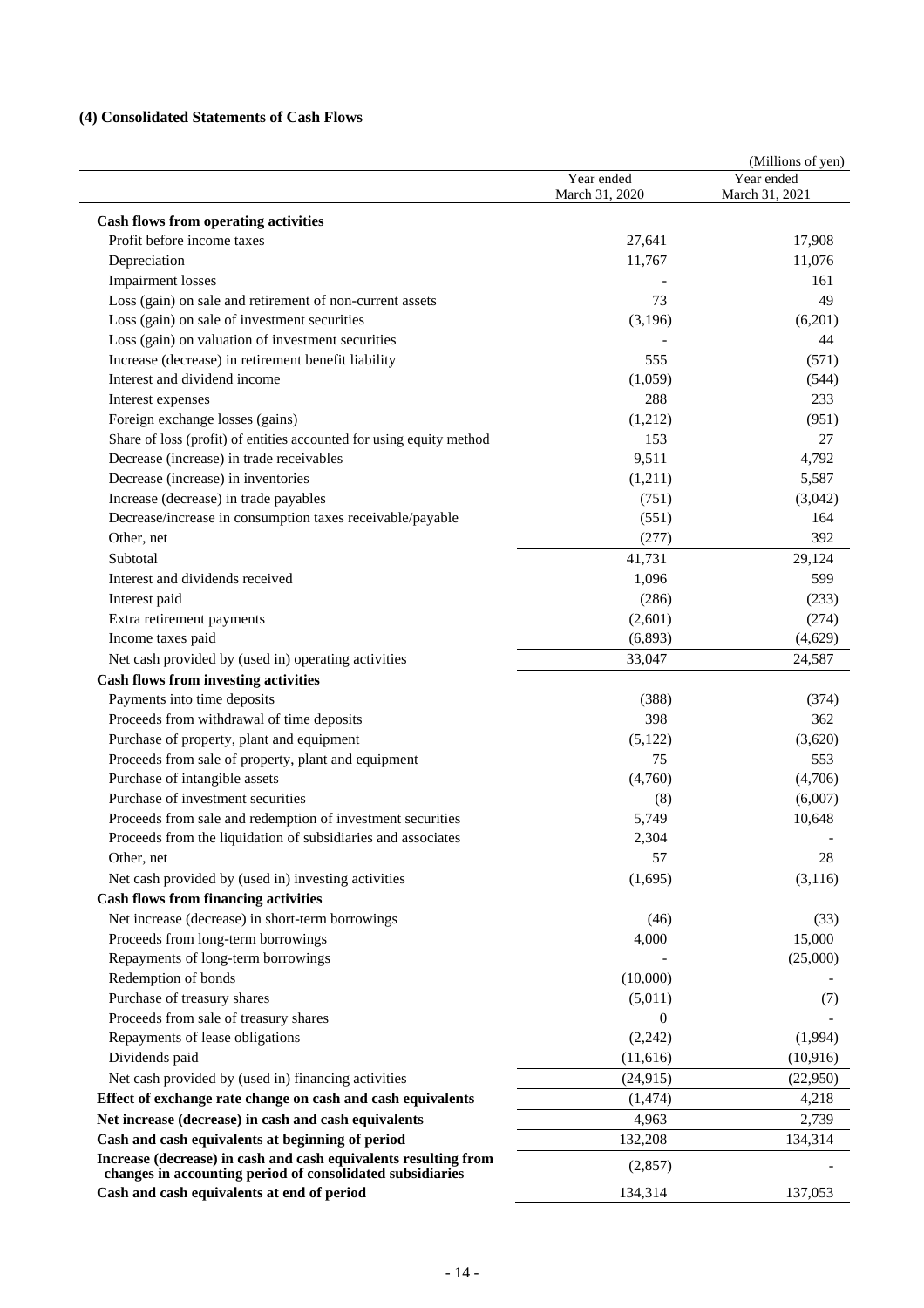### (4) Consolidated Statements of Cash Flows

(Millions of yen)

| | Year ended March 31, 2020 | Year ended March 31, 2021 |
|---|---|---|
| **Cash flows from operating activities** | | |
| Profit before income taxes | 27,641 | 17,908 |
| Depreciation | 11,767 | 11,076 |
| Impairment losses | - | 161 |
| Loss (gain) on sale and retirement of non-current assets | 73 | 49 |
| Loss (gain) on sale of investment securities | (3,196) | (6,201) |
| Loss (gain) on valuation of investment securities | - | 44 |
| Increase (decrease) in retirement benefit liability | 555 | (571) |
| Interest and dividend income | (1,059) | (544) |
| Interest expenses | 288 | 233 |
| Foreign exchange losses (gains) | (1,212) | (951) |
| Share of loss (profit) of entities accounted for using equity method | 153 | 27 |
| Decrease (increase) in trade receivables | 9,511 | 4,792 |
| Decrease (increase) in inventories | (1,211) | 5,587 |
| Increase (decrease) in trade payables | (751) | (3,042) |
| Decrease/increase in consumption taxes receivable/payable | (551) | 164 |
| Other, net | (277) | 392 |
| Subtotal | 41,731 | 29,124 |
| Interest and dividends received | 1,096 | 599 |
| Interest paid | (286) | (233) |
| Extra retirement payments | (2,601) | (274) |
| Income taxes paid | (6,893) | (4,629) |
| Net cash provided by (used in) operating activities | 33,047 | 24,587 |
| **Cash flows from investing activities** | | |
| Payments into time deposits | (388) | (374) |
| Proceeds from withdrawal of time deposits | 398 | 362 |
| Purchase of property, plant and equipment | (5,122) | (3,620) |
| Proceeds from sale of property, plant and equipment | 75 | 553 |
| Purchase of intangible assets | (4,760) | (4,706) |
| Purchase of investment securities | (8) | (6,007) |
| Proceeds from sale and redemption of investment securities | 5,749 | 10,648 |
| Proceeds from the liquidation of subsidiaries and associates | 2,304 | - |
| Other, net | 57 | 28 |
| Net cash provided by (used in) investing activities | (1,695) | (3,116) |
| **Cash flows from financing activities** | | |
| Net increase (decrease) in short-term borrowings | (46) | (33) |
| Proceeds from long-term borrowings | 4,000 | 15,000 |
| Repayments of long-term borrowings | - | (25,000) |
| Redemption of bonds | (10,000) | - |
| Purchase of treasury shares | (5,011) | (7) |
| Proceeds from sale of treasury shares | 0 | - |
| Repayments of lease obligations | (2,242) | (1,994) |
| Dividends paid | (11,616) | (10,916) |
| Net cash provided by (used in) financing activities | (24,915) | (22,950) |
| **Effect of exchange rate change on cash and cash equivalents** | (1,474) | 4,218 |
| **Net increase (decrease) in cash and cash equivalents** | 4,963 | 2,739 |
| **Cash and cash equivalents at beginning of period** | 132,208 | 134,314 |
| **Increase (decrease) in cash and cash equivalents resulting from changes in accounting period of consolidated subsidiaries** | (2,857) | - |
| **Cash and cash equivalents at end of period** | 134,314 | 137,053 |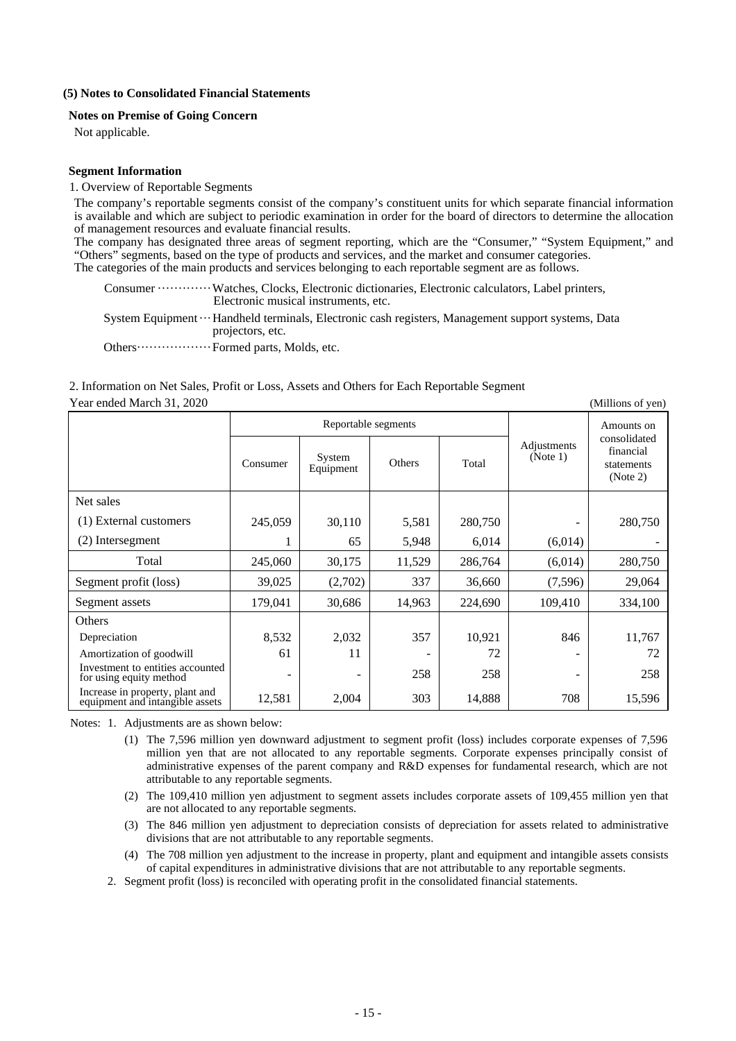### (5) Notes to Consolidated Financial Statements

**Notes on Premise of Going Concern**

Not applicable.

**Segment Information**

1. Overview of Reportable Segments

The company's reportable segments consist of the company's constituent units for which separate financial information is available and which are subject to periodic examination in order for the board of directors to determine the allocation of management resources and evaluate financial results.

The company has designated three areas of segment reporting, which are the "Consumer," "System Equipment," and "Others" segments, based on the type of products and services, and the market and consumer categories.

The categories of the main products and services belonging to each reportable segment are as follows.

Consumer ············ Watches, Clocks, Electronic dictionaries, Electronic calculators, Label printers, Electronic musical instruments, etc.

System Equipment ··· Handheld terminals, Electronic cash registers, Management support systems, Data projectors, etc.

Others················· Formed parts, Molds, etc.

2. Information on Net Sales, Profit or Loss, Assets and Others for Each Reportable Segment

Year ended March 31, 2020 (Millions of yen)

| | Reportable segments | | | | Adjustments (Note 1) | Amounts on consolidated financial statements (Note 2) |
|---|---|---|---|---|---|---|
| | Consumer | System Equipment | Others | Total | | |
| Net sales | | | | | | |
| (1) External customers | 245,059 | 30,110 | 5,581 | 280,750 | - | 280,750 |
| (2) Intersegment | 1 | 65 | 5,948 | 6,014 | (6,014) | - |
| Total | 245,060 | 30,175 | 11,529 | 286,764 | (6,014) | 280,750 |
| Segment profit (loss) | 39,025 | (2,702) | 337 | 36,660 | (7,596) | 29,064 |
| Segment assets | 179,041 | 30,686 | 14,963 | 224,690 | 109,410 | 334,100 |
| Others | | | | | | |
| Depreciation | 8,532 | 2,032 | 357 | 10,921 | 846 | 11,767 |
| Amortization of goodwill | 61 | 11 | - | 72 | - | 72 |
| Investment to entities accounted for using equity method | - | - | 258 | 258 | - | 258 |
| Increase in property, plant and equipment and intangible assets | 12,581 | 2,004 | 303 | 14,888 | 708 | 15,596 |

Notes: 1. Adjustments are as shown below:

(1) The 7,596 million yen downward adjustment to segment profit (loss) includes corporate expenses of 7,596 million yen that are not allocated to any reportable segments. Corporate expenses principally consist of administrative expenses of the parent company and R&D expenses for fundamental research, which are not attributable to any reportable segments.

(2) The 109,410 million yen adjustment to segment assets includes corporate assets of 109,455 million yen that are not allocated to any reportable segments.

(3) The 846 million yen adjustment to depreciation consists of depreciation for assets related to administrative divisions that are not attributable to any reportable segments.

(4) The 708 million yen adjustment to the increase in property, plant and equipment and intangible assets consists of capital expenditures in administrative divisions that are not attributable to any reportable segments.

2. Segment profit (loss) is reconciled with operating profit in the consolidated financial statements.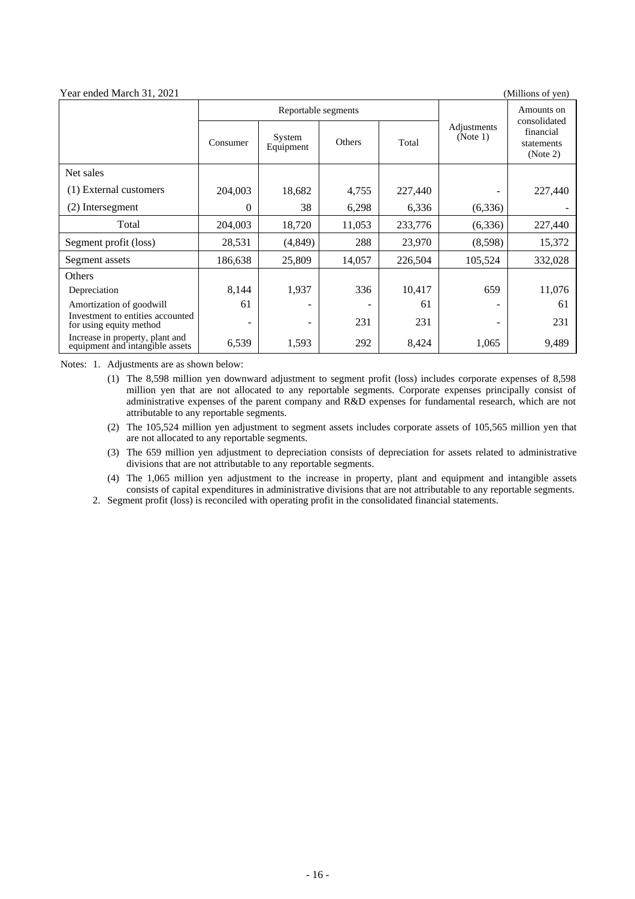Year ended March 31, 2021 (Millions of yen)

| | Reportable segments | | | | Adjustments (Note 1) | Amounts on consolidated financial statements (Note 2) |
|---|---|---|---|---|---|---|
| | Consumer | System Equipment | Others | Total | | |
| Net sales | | | | | | |
| (1) External customers | 204,003 | 18,682 | 4,755 | 227,440 | - | 227,440 |
| (2) Intersegment | 0 | 38 | 6,298 | 6,336 | (6,336) | - |
| Total | 204,003 | 18,720 | 11,053 | 233,776 | (6,336) | 227,440 |
| Segment profit (loss) | 28,531 | (4,849) | 288 | 23,970 | (8,598) | 15,372 |
| Segment assets | 186,638 | 25,809 | 14,057 | 226,504 | 105,524 | 332,028 |
| Others | | | | | | |
| Depreciation | 8,144 | 1,937 | 336 | 10,417 | 659 | 11,076 |
| Amortization of goodwill | 61 | - | - | 61 | - | 61 |
| Investment to entities accounted for using equity method | - | - | 231 | 231 | - | 231 |
| Increase in property, plant and equipment and intangible assets | 6,539 | 1,593 | 292 | 8,424 | 1,065 | 9,489 |

Notes: 1. Adjustments are as shown below:

(1) The 8,598 million yen downward adjustment to segment profit (loss) includes corporate expenses of 8,598 million yen that are not allocated to any reportable segments. Corporate expenses principally consist of administrative expenses of the parent company and R&D expenses for fundamental research, which are not attributable to any reportable segments.

(2) The 105,524 million yen adjustment to segment assets includes corporate assets of 105,565 million yen that are not allocated to any reportable segments.

(3) The 659 million yen adjustment to depreciation consists of depreciation for assets related to administrative divisions that are not attributable to any reportable segments.

(4) The 1,065 million yen adjustment to the increase in property, plant and equipment and intangible assets consists of capital expenditures in administrative divisions that are not attributable to any reportable segments.

2. Segment profit (loss) is reconciled with operating profit in the consolidated financial statements.